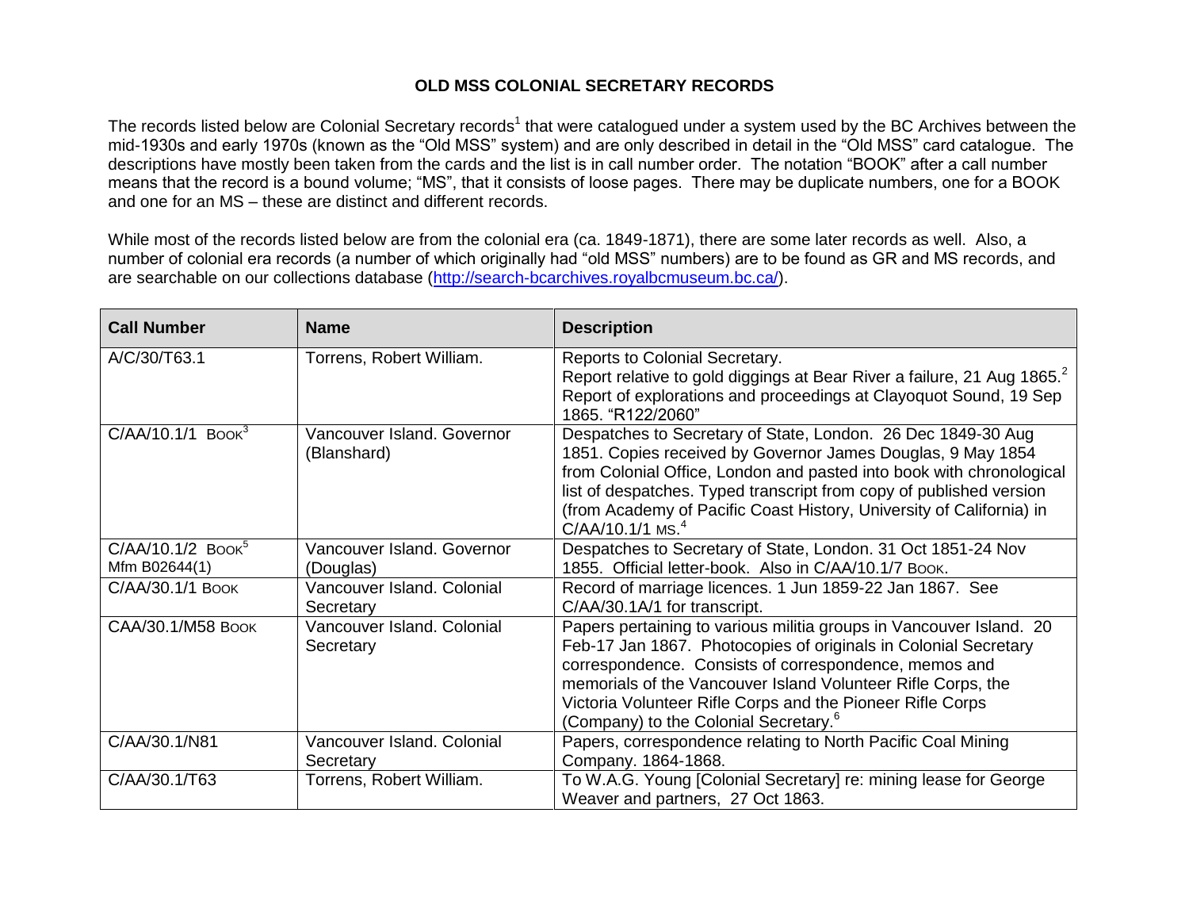# OLD MSS COLONIAL SECRETARY RECORDS

The records listed below are Colonial Secretary records[1] that were catalogued under a system used by the BC Archives between the mid-1930s and early 1970s (known as the "Old MSS" system) and are only described in detail in the "Old MSS" card catalogue. The descriptions have mostly been taken from the cards and the list is in call number order. The notation "BOOK" after a call number means that the record is a bound volume; "MS", that it consists of loose pages. There may be duplicate numbers, one for a BOOK and one for an MS – these are distinct and different records.

While most of the records listed below are from the colonial era (ca. 1849-1871), there are some later records as well. Also, a number of colonial era records (a number of which originally had "old MSS" numbers) are to be found as GR and MS records, and are searchable on our collections database (http://search-bcarchives.royalbcmuseum.bc.ca/).

| Call Number | Name | Description |
|---|---|---|
| A/C/30/T63.1 | Torrens, Robert William. | Reports to Colonial Secretary.<br>Report relative to gold diggings at Bear River a failure, 21 Aug 1865.[2]<br>Report of explorations and proceedings at Clayoquot Sound, 19 Sep 1865. "R122/2060" |
| C/AA/10.1/1 BOOK[3] | Vancouver Island. Governor (Blanshard) | Despatches to Secretary of State, London. 26 Dec 1849-30 Aug 1851. Copies received by Governor James Douglas, 9 May 1854 from Colonial Office, London and pasted into book with chronological list of despatches. Typed transcript from copy of published version (from Academy of Pacific Coast History, University of California) in C/AA/10.1/1 MS.[4] |
| C/AA/10.1/2 BOOK[5]<br>Mfm B02644(1) | Vancouver Island. Governor (Douglas) | Despatches to Secretary of State, London. 31 Oct 1851-24 Nov 1855. Official letter-book. Also in C/AA/10.1/7 BOOK. |
| C/AA/30.1/1 BOOK | Vancouver Island. Colonial Secretary | Record of marriage licences. 1 Jun 1859-22 Jan 1867. See C/AA/30.1A/1 for transcript. |
| CAA/30.1/M58 BOOK | Vancouver Island. Colonial Secretary | Papers pertaining to various militia groups in Vancouver Island. 20 Feb-17 Jan 1867. Photocopies of originals in Colonial Secretary correspondence. Consists of correspondence, memos and memorials of the Vancouver Island Volunteer Rifle Corps, the Victoria Volunteer Rifle Corps and the Pioneer Rifle Corps (Company) to the Colonial Secretary.[6] |
| C/AA/30.1/N81 | Vancouver Island. Colonial Secretary | Papers, correspondence relating to North Pacific Coal Mining Company. 1864-1868. |
| C/AA/30.1/T63 | Torrens, Robert William. | To W.A.G. Young [Colonial Secretary] re: mining lease for George Weaver and partners, 27 Oct 1863. |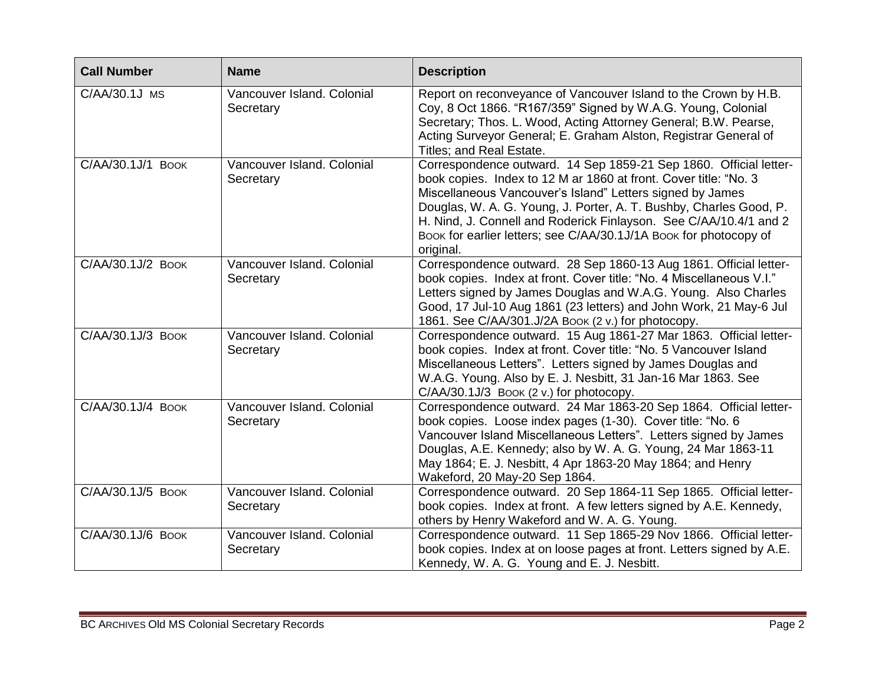| Call Number | Name | Description |
|---|---|---|
| C/AA/30.1J MS | Vancouver Island. Colonial Secretary | Report on reconveyance of Vancouver Island to the Crown by H.B. Coy, 8 Oct 1866. "R167/359" Signed by W.A.G. Young, Colonial Secretary; Thos. L. Wood, Acting Attorney General; B.W. Pearse, Acting Surveyor General; E. Graham Alston, Registrar General of Titles; and Real Estate. |
| C/AA/30.1J/1 BOOK | Vancouver Island. Colonial Secretary | Correspondence outward. 14 Sep 1859-21 Sep 1860. Official letter-book copies. Index to 12 M ar 1860 at front. Cover title: "No. 3 Miscellaneous Vancouver's Island" Letters signed by James Douglas, W. A. G. Young, J. Porter, A. T. Bushby, Charles Good, P. H. Nind, J. Connell and Roderick Finlayson. See C/AA/10.4/1 and 2 BOOK for earlier letters; see C/AA/30.1J/1A BOOK for photocopy of original. |
| C/AA/30.1J/2 BOOK | Vancouver Island. Colonial Secretary | Correspondence outward. 28 Sep 1860-13 Aug 1861. Official letter-book copies. Index at front. Cover title: "No. 4 Miscellaneous V.I." Letters signed by James Douglas and W.A.G. Young. Also Charles Good, 17 Jul-10 Aug 1861 (23 letters) and John Work, 21 May-6 Jul 1861. See C/AA/301.J/2A BOOK (2 v.) for photocopy. |
| C/AA/30.1J/3 BOOK | Vancouver Island. Colonial Secretary | Correspondence outward. 15 Aug 1861-27 Mar 1863. Official letter-book copies. Index at front. Cover title: "No. 5 Vancouver Island Miscellaneous Letters". Letters signed by James Douglas and W.A.G. Young. Also by E. J. Nesbitt, 31 Jan-16 Mar 1863. See C/AA/30.1J/3 BOOK (2 v.) for photocopy. |
| C/AA/30.1J/4 BOOK | Vancouver Island. Colonial Secretary | Correspondence outward. 24 Mar 1863-20 Sep 1864. Official letter-book copies. Loose index pages (1-30). Cover title: "No. 6 Vancouver Island Miscellaneous Letters". Letters signed by James Douglas, A.E. Kennedy; also by W. A. G. Young, 24 Mar 1863-11 May 1864; E. J. Nesbitt, 4 Apr 1863-20 May 1864; and Henry Wakeford, 20 May-20 Sep 1864. |
| C/AA/30.1J/5 BOOK | Vancouver Island. Colonial Secretary | Correspondence outward. 20 Sep 1864-11 Sep 1865. Official letter-book copies. Index at front. A few letters signed by A.E. Kennedy, others by Henry Wakeford and W. A. G. Young. |
| C/AA/30.1J/6 BOOK | Vancouver Island. Colonial Secretary | Correspondence outward. 11 Sep 1865-29 Nov 1866. Official letter-book copies. Index at on loose pages at front. Letters signed by A.E. Kennedy, W. A. G. Young and E. J. Nesbitt. |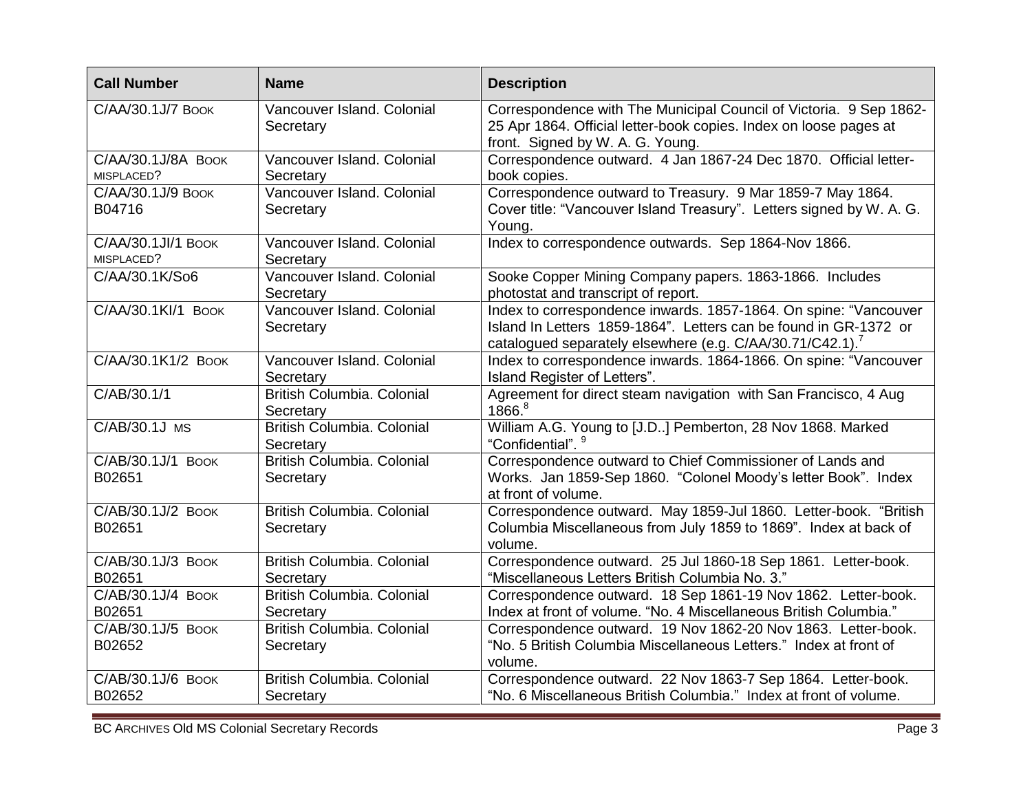| Call Number | Name | Description |
|---|---|---|
| C/AA/30.1J/7 Book | Vancouver Island. Colonial Secretary | Correspondence with The Municipal Council of Victoria. 9 Sep 1862-25 Apr 1864. Official letter-book copies. Index on loose pages at front. Signed by W. A. G. Young. |
| C/AA/30.1J/8A Book misplaced? | Vancouver Island. Colonial Secretary | Correspondence outward. 4 Jan 1867-24 Dec 1870. Official letter-book copies. |
| C/AA/30.1J/9 Book B04716 | Vancouver Island. Colonial Secretary | Correspondence outward to Treasury. 9 Mar 1859-7 May 1864. Cover title: "Vancouver Island Treasury". Letters signed by W. A. G. Young. |
| C/AA/30.1JI/1 Book misplaced? | Vancouver Island. Colonial Secretary | Index to correspondence outwards. Sep 1864-Nov 1866. |
| C/AA/30.1K/So6 | Vancouver Island. Colonial Secretary | Sooke Copper Mining Company papers. 1863-1866. Includes photostat and transcript of report. |
| C/AA/30.1KI/1 Book | Vancouver Island. Colonial Secretary | Index to correspondence inwards. 1857-1864. On spine: "Vancouver Island In Letters 1859-1864". Letters can be found in GR-1372 or catalogued separately elsewhere (e.g. C/AA/30.71/C42.1).[7] |
| C/AA/30.1K1/2 Book | Vancouver Island. Colonial Secretary | Index to correspondence inwards. 1864-1866. On spine: "Vancouver Island Register of Letters". |
| C/AB/30.1/1 | British Columbia. Colonial Secretary | Agreement for direct steam navigation with San Francisco, 4 Aug 1866.[8] |
| C/AB/30.1J MS | British Columbia. Colonial Secretary | William A.G. Young to [J.D..] Pemberton, 28 Nov 1868. Marked "Confidential".[9] |
| C/AB/30.1J/1 Book B02651 | British Columbia. Colonial Secretary | Correspondence outward to Chief Commissioner of Lands and Works. Jan 1859-Sep 1860. "Colonel Moody's letter Book". Index at front of volume. |
| C/AB/30.1J/2 Book B02651 | British Columbia. Colonial Secretary | Correspondence outward. May 1859-Jul 1860. Letter-book. "British Columbia Miscellaneous from July 1859 to 1869". Index at back of volume. |
| C/AB/30.1J/3 Book B02651 | British Columbia. Colonial Secretary | Correspondence outward. 25 Jul 1860-18 Sep 1861. Letter-book. "Miscellaneous Letters British Columbia No. 3." |
| C/AB/30.1J/4 Book B02651 | British Columbia. Colonial Secretary | Correspondence outward. 18 Sep 1861-19 Nov 1862. Letter-book. Index at front of volume. "No. 4 Miscellaneous British Columbia." |
| C/AB/30.1J/5 Book B02652 | British Columbia. Colonial Secretary | Correspondence outward. 19 Nov 1862-20 Nov 1863. Letter-book. "No. 5 British Columbia Miscellaneous Letters." Index at front of volume. |
| C/AB/30.1J/6 Book B02652 | British Columbia. Colonial Secretary | Correspondence outward. 22 Nov 1863-7 Sep 1864. Letter-book. "No. 6 Miscellaneous British Columbia." Index at front of volume. |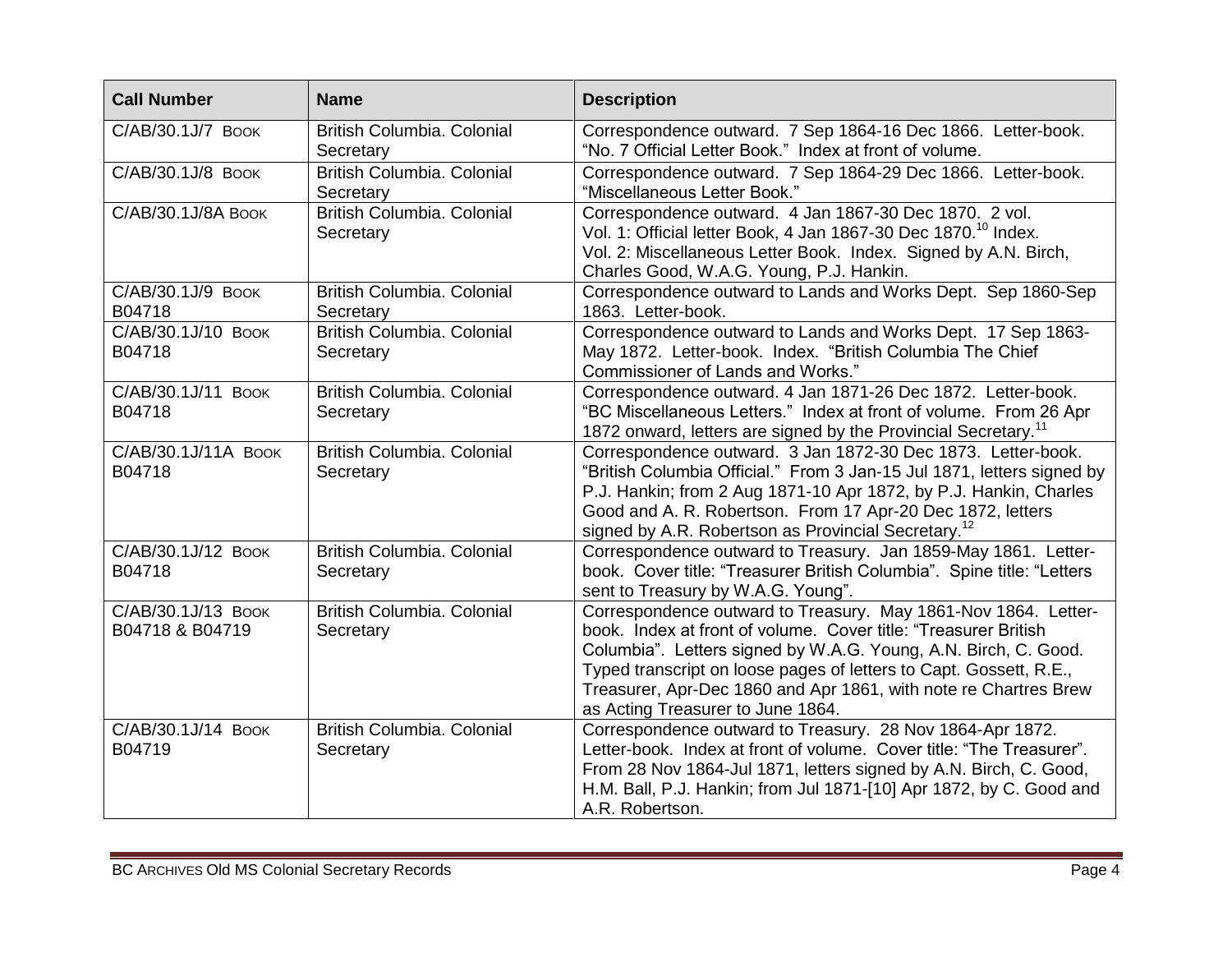| Call Number | Name | Description |
|---|---|---|
| C/AB/30.1J/7 Book | British Columbia. Colonial Secretary | Correspondence outward. 7 Sep 1864-16 Dec 1866. Letter-book. "No. 7 Official Letter Book." Index at front of volume. |
| C/AB/30.1J/8 Book | British Columbia. Colonial Secretary | Correspondence outward. 7 Sep 1864-29 Dec 1866. Letter-book. "Miscellaneous Letter Book." |
| C/AB/30.1J/8A Book | British Columbia. Colonial Secretary | Correspondence outward. 4 Jan 1867-30 Dec 1870. 2 vol. Vol. 1: Official letter Book, 4 Jan 1867-30 Dec 1870.[10] Index. Vol. 2: Miscellaneous Letter Book. Index. Signed by A.N. Birch, Charles Good, W.A.G. Young, P.J. Hankin. |
| C/AB/30.1J/9 Book B04718 | British Columbia. Colonial Secretary | Correspondence outward to Lands and Works Dept. Sep 1860-Sep 1863. Letter-book. |
| C/AB/30.1J/10 Book B04718 | British Columbia. Colonial Secretary | Correspondence outward to Lands and Works Dept. 17 Sep 1863-May 1872. Letter-book. Index. "British Columbia The Chief Commissioner of Lands and Works." |
| C/AB/30.1J/11 Book B04718 | British Columbia. Colonial Secretary | Correspondence outward. 4 Jan 1871-26 Dec 1872. Letter-book. "BC Miscellaneous Letters." Index at front of volume. From 26 Apr 1872 onward, letters are signed by the Provincial Secretary.[11] |
| C/AB/30.1J/11A Book B04718 | British Columbia. Colonial Secretary | Correspondence outward. 3 Jan 1872-30 Dec 1873. Letter-book. "British Columbia Official." From 3 Jan-15 Jul 1871, letters signed by P.J. Hankin; from 2 Aug 1871-10 Apr 1872, by P.J. Hankin, Charles Good and A. R. Robertson. From 17 Apr-20 Dec 1872, letters signed by A.R. Robertson as Provincial Secretary.[12] |
| C/AB/30.1J/12 Book B04718 | British Columbia. Colonial Secretary | Correspondence outward to Treasury. Jan 1859-May 1861. Letter-book. Cover title: "Treasurer British Columbia". Spine title: "Letters sent to Treasury by W.A.G. Young". |
| C/AB/30.1J/13 Book B04718 & B04719 | British Columbia. Colonial Secretary | Correspondence outward to Treasury. May 1861-Nov 1864. Letter-book. Index at front of volume. Cover title: "Treasurer British Columbia". Letters signed by W.A.G. Young, A.N. Birch, C. Good. Typed transcript on loose pages of letters to Capt. Gossett, R.E., Treasurer, Apr-Dec 1860 and Apr 1861, with note re Chartres Brew as Acting Treasurer to June 1864. |
| C/AB/30.1J/14 Book B04719 | British Columbia. Colonial Secretary | Correspondence outward to Treasury. 28 Nov 1864-Apr 1872. Letter-book. Index at front of volume. Cover title: "The Treasurer". From 28 Nov 1864-Jul 1871, letters signed by A.N. Birch, C. Good, H.M. Ball, P.J. Hankin; from Jul 1871-[10] Apr 1872, by C. Good and A.R. Robertson. |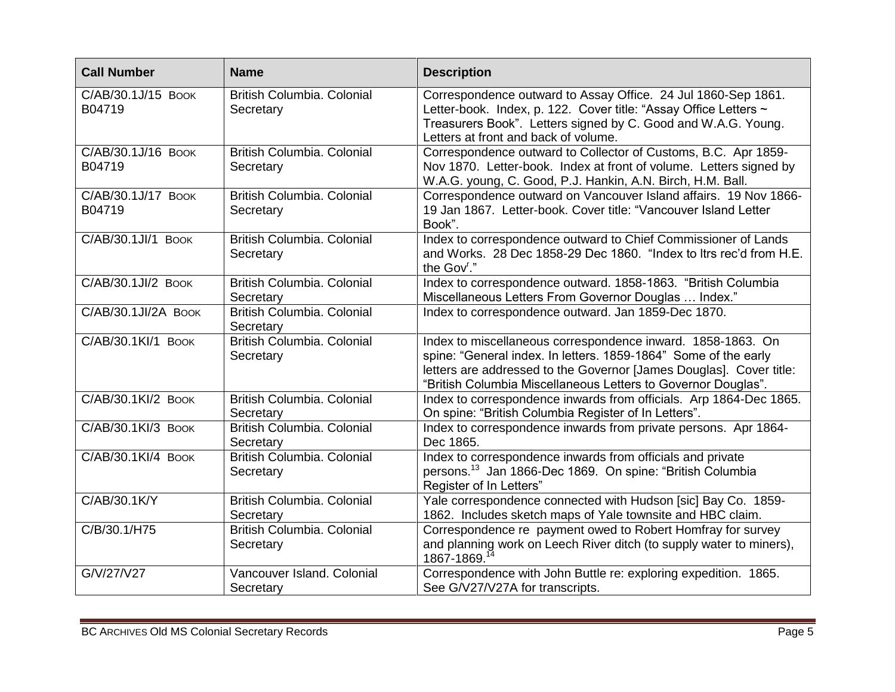| Call Number | Name | Description |
| --- | --- | --- |
| C/AB/30.1J/15 Book B04719 | British Columbia. Colonial Secretary | Correspondence outward to Assay Office. 24 Jul 1860-Sep 1861. Letter-book. Index, p. 122. Cover title: "Assay Office Letters ~ Treasurers Book". Letters signed by C. Good and W.A.G. Young. Letters at front and back of volume. |
| C/AB/30.1J/16 Book B04719 | British Columbia. Colonial Secretary | Correspondence outward to Collector of Customs, B.C. Apr 1859-Nov 1870. Letter-book. Index at front of volume. Letters signed by W.A.G. young, C. Good, P.J. Hankin, A.N. Birch, H.M. Ball. |
| C/AB/30.1J/17 Book B04719 | British Columbia. Colonial Secretary | Correspondence outward on Vancouver Island affairs. 19 Nov 1866-19 Jan 1867. Letter-book. Cover title: "Vancouver Island Letter Book". |
| C/AB/30.1JI/1 Book | British Columbia. Colonial Secretary | Index to correspondence outward to Chief Commissioner of Lands and Works. 28 Dec 1858-29 Dec 1860. "Index to ltrs rec'd from H.E. the Gov[r]." |
| C/AB/30.1JI/2 Book | British Columbia. Colonial Secretary | Index to correspondence outward. 1858-1863. "British Columbia Miscellaneous Letters From Governor Douglas … Index." |
| C/AB/30.1JI/2A Book | British Columbia. Colonial Secretary | Index to correspondence outward. Jan 1859-Dec 1870. |
| C/AB/30.1KI/1 Book | British Columbia. Colonial Secretary | Index to miscellaneous correspondence inward. 1858-1863. On spine: "General index. In letters. 1859-1864" Some of the early letters are addressed to the Governor [James Douglas]. Cover title: "British Columbia Miscellaneous Letters to Governor Douglas". |
| C/AB/30.1KI/2 Book | British Columbia. Colonial Secretary | Index to correspondence inwards from officials. Arp 1864-Dec 1865. On spine: "British Columbia Register of In Letters". |
| C/AB/30.1KI/3 Book | British Columbia. Colonial Secretary | Index to correspondence inwards from private persons. Apr 1864-Dec 1865. |
| C/AB/30.1KI/4 Book | British Columbia. Colonial Secretary | Index to correspondence inwards from officials and private persons.[13] Jan 1866-Dec 1869. On spine: "British Columbia Register of In Letters" |
| C/AB/30.1K/Y | British Columbia. Colonial Secretary | Yale correspondence connected with Hudson [sic] Bay Co. 1859-1862. Includes sketch maps of Yale townsite and HBC claim. |
| C/B/30.1/H75 | British Columbia. Colonial Secretary | Correspondence re payment owed to Robert Homfray for survey and planning work on Leech River ditch (to supply water to miners), 1867-1869.[14] |
| G/V/27/V27 | Vancouver Island. Colonial Secretary | Correspondence with John Buttle re: exploring expedition. 1865. See G/V27/V27A for transcripts. |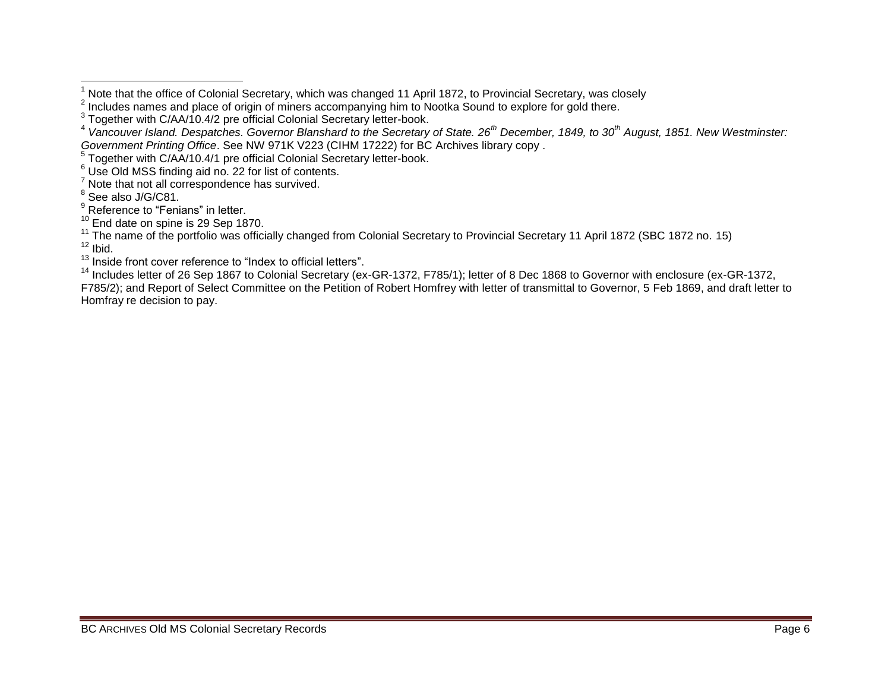[1] Note that the office of Colonial Secretary, which was changed 11 April 1872, to Provincial Secretary, was closely

[2] Includes names and place of origin of miners accompanying him to Nootka Sound to explore for gold there.

[3] Together with C/AA/10.4/2 pre official Colonial Secretary letter-book.

[4] *Vancouver Island. Despatches. Governor Blanshard to the Secretary of State. 26th December, 1849, to 30th August, 1851. New Westminster: Government Printing Office*. See NW 971K V223 (CIHM 17222) for BC Archives library copy .

[5] Together with C/AA/10.4/1 pre official Colonial Secretary letter-book.

[6] Use Old MSS finding aid no. 22 for list of contents.

[7] Note that not all correspondence has survived.

[8] See also J/G/C81.

[9] Reference to "Fenians" in letter.

[10] End date on spine is 29 Sep 1870.

[11] The name of the portfolio was officially changed from Colonial Secretary to Provincial Secretary 11 April 1872 (SBC 1872 no. 15)

[12] Ibid.

[13] Inside front cover reference to "Index to official letters".

[14] Includes letter of 26 Sep 1867 to Colonial Secretary (ex-GR-1372, F785/1); letter of 8 Dec 1868 to Governor with enclosure (ex-GR-1372, F785/2); and Report of Select Committee on the Petition of Robert Homfrey with letter of transmittal to Governor, 5 Feb 1869, and draft letter to Homfray re decision to pay.